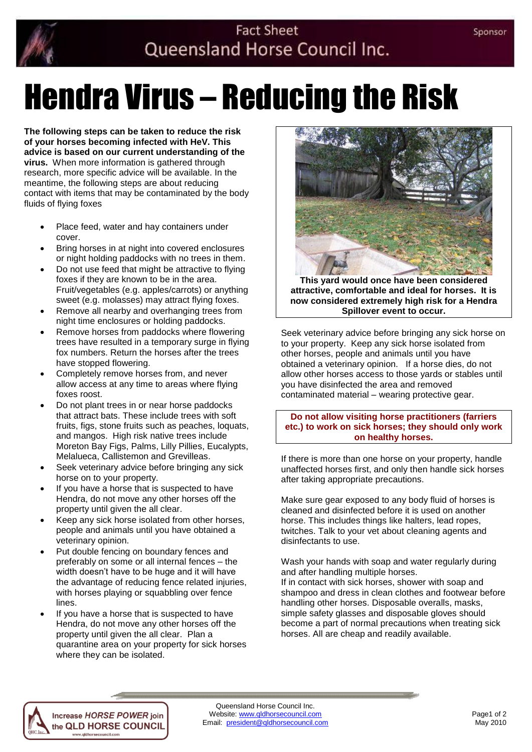Fact Sheet
Queensland Horse Council Inc.

# Hendra Virus – Reducing the Risk

**The following steps can be taken to reduce the risk of your horses becoming infected with HeV. This advice is based on our current understanding of the virus.** When more information is gathered through research, more specific advice will be available. In the meantime, the following steps are about reducing contact with items that may be contaminated by the body fluids of flying foxes

- Place feed, water and hay containers under cover.
- Bring horses in at night into covered enclosures or night holding paddocks with no trees in them.
- Do not use feed that might be attractive to flying foxes if they are known to be in the area. Fruit/vegetables (e.g. apples/carrots) or anything sweet (e.g. molasses) may attract flying foxes.
- Remove all nearby and overhanging trees from night time enclosures or holding paddocks.
- Remove horses from paddocks where flowering trees have resulted in a temporary surge in flying fox numbers. Return the horses after the trees have stopped flowering.
- Completely remove horses from, and never allow access at any time to areas where flying foxes roost.
- Do not plant trees in or near horse paddocks that attract bats. These include trees with soft fruits, figs, stone fruits such as peaches, loquats, and mangos. High risk native trees include Moreton Bay Figs, Palms, Lilly Pillies, Eucalypts, Melalueca, Callistemon and Grevilleas.
- Seek veterinary advice before bringing any sick horse on to your property.
- If you have a horse that is suspected to have Hendra, do not move any other horses off the property until given the all clear.
- Keep any sick horse isolated from other horses, people and animals until you have obtained a veterinary opinion.
- Put double fencing on boundary fences and preferably on some or all internal fences – the width doesn't have to be huge and it will have the advantage of reducing fence related injuries, with horses playing or squabbling over fence lines.
- If you have a horse that is suspected to have Hendra, do not move any other horses off the property until given the all clear. Plan a quarantine area on your property for sick horses where they can be isolated.

**This yard would once have been considered attractive, comfortable and ideal for horses. It is now considered extremely high risk for a Hendra Spillover event to occur.**

Seek veterinary advice before bringing any sick horse on to your property. Keep any sick horse isolated from other horses, people and animals until you have obtained a veterinary opinion. If a horse dies, do not allow other horses access to those yards or stables until you have disinfected the area and removed contaminated material – wearing protective gear.

**Do not allow visiting horse practitioners (farriers etc.) to work on sick horses; they should only work on healthy horses.**

If there is more than one horse on your property, handle unaffected horses first, and only then handle sick horses after taking appropriate precautions.

Make sure gear exposed to any body fluid of horses is cleaned and disinfected before it is used on another horse. This includes things like halters, lead ropes, twitches. Talk to your vet about cleaning agents and disinfectants to use.

Wash your hands with soap and water regularly during and after handling multiple horses.
If in contact with sick horses, shower with soap and shampoo and dress in clean clothes and footwear before handling other horses. Disposable overalls, masks, simple safety glasses and disposable gloves should become a part of normal precautions when treating sick horses. All are cheap and readily available.

Queensland Horse Council Inc.
Website: www.qldhorsecouncil.com
Email: president@qldhorsecouncil.com

May 2010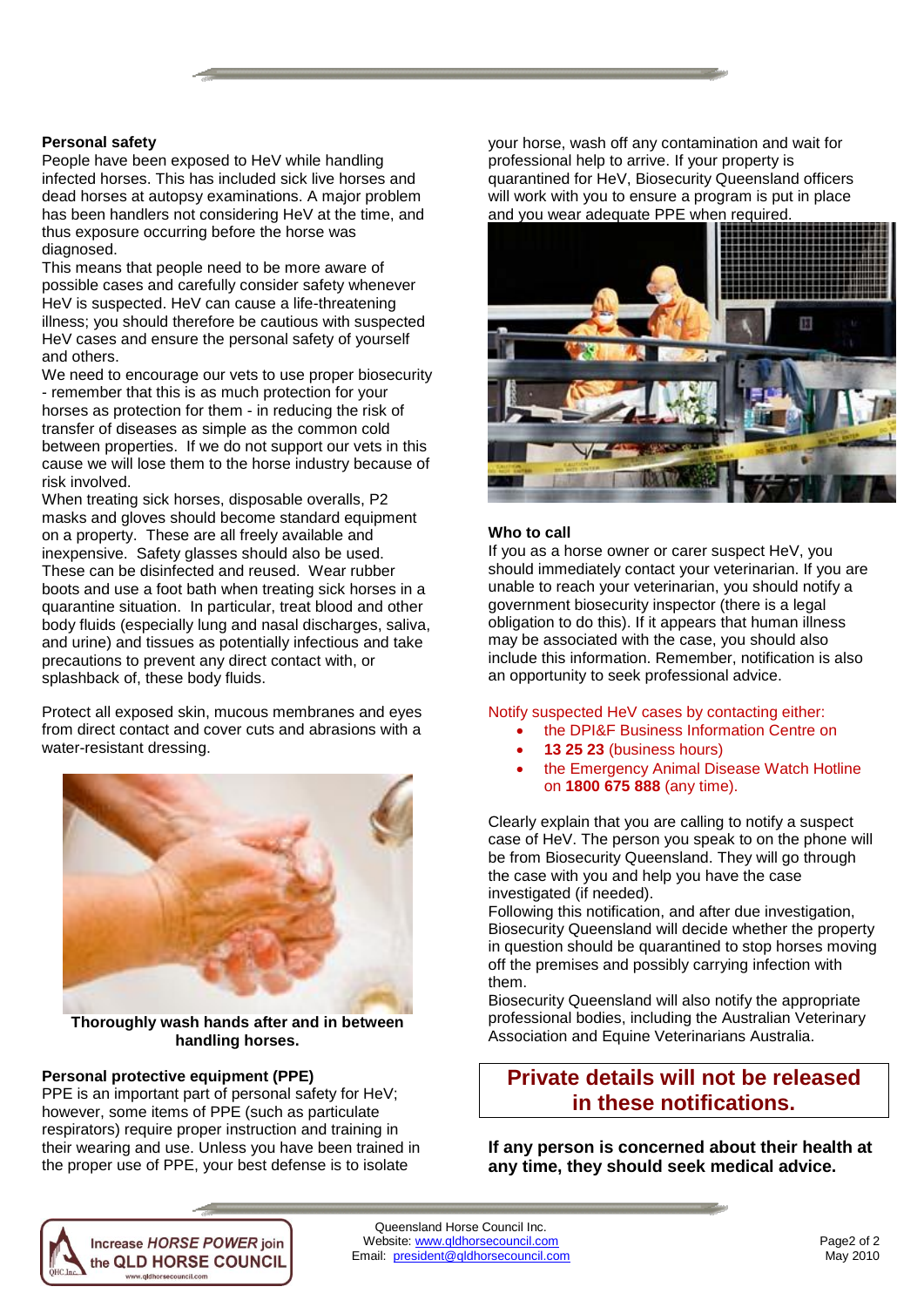**Personal safety**

People have been exposed to HeV while handling infected horses. This has included sick live horses and dead horses at autopsy examinations. A major problem has been handlers not considering HeV at the time, and thus exposure occurring before the horse was diagnosed.

This means that people need to be more aware of possible cases and carefully consider safety whenever HeV is suspected. HeV can cause a life-threatening illness; you should therefore be cautious with suspected HeV cases and ensure the personal safety of yourself and others.

We need to encourage our vets to use proper biosecurity - remember that this is as much protection for your horses as protection for them - in reducing the risk of transfer of diseases as simple as the common cold between properties. If we do not support our vets in this cause we will lose them to the horse industry because of risk involved.

When treating sick horses, disposable overalls, P2 masks and gloves should become standard equipment on a property. These are all freely available and inexpensive. Safety glasses should also be used. These can be disinfected and reused. Wear rubber boots and use a foot bath when treating sick horses in a quarantine situation. In particular, treat blood and other body fluids (especially lung and nasal discharges, saliva, and urine) and tissues as potentially infectious and take precautions to prevent any direct contact with, or splashback of, these body fluids.

Protect all exposed skin, mucous membranes and eyes from direct contact and cover cuts and abrasions with a water-resistant dressing.

**Thoroughly wash hands after and in between handling horses.**

**Personal protective equipment (PPE)**

PPE is an important part of personal safety for HeV; however, some items of PPE (such as particulate respirators) require proper instruction and training in their wearing and use. Unless you have been trained in the proper use of PPE, your best defense is to isolate your horse, wash off any contamination and wait for professional help to arrive. If your property is quarantined for HeV, Biosecurity Queensland officers will work with you to ensure a program is put in place and you wear adequate PPE when required.

**Who to call**

If you as a horse owner or carer suspect HeV, you should immediately contact your veterinarian. If you are unable to reach your veterinarian, you should notify a government biosecurity inspector (there is a legal obligation to do this). If it appears that human illness may be associated with the case, you should also include this information. Remember, notification is also an opportunity to seek professional advice.

Notify suspected HeV cases by contacting either:

- the DPI&F Business Information Centre on
- **13 25 23** (business hours)
- the Emergency Animal Disease Watch Hotline on **1800 675 888** (any time).

Clearly explain that you are calling to notify a suspect case of HeV. The person you speak to on the phone will be from Biosecurity Queensland. They will go through the case with you and help you have the case investigated (if needed).

Following this notification, and after due investigation, Biosecurity Queensland will decide whether the property in question should be quarantined to stop horses moving off the premises and possibly carrying infection with them.

Biosecurity Queensland will also notify the appropriate professional bodies, including the Australian Veterinary Association and Equine Veterinarians Australia.

**Private details will not be released in these notifications.**

**If any person is concerned about their health at any time, they should seek medical advice.**

Increase HORSE POWER join the QLD HORSE COUNCIL

Queensland Horse Council Inc.
Website: www.qldhorsecouncil.com
Email: president@qldhorsecouncil.com

May 2010